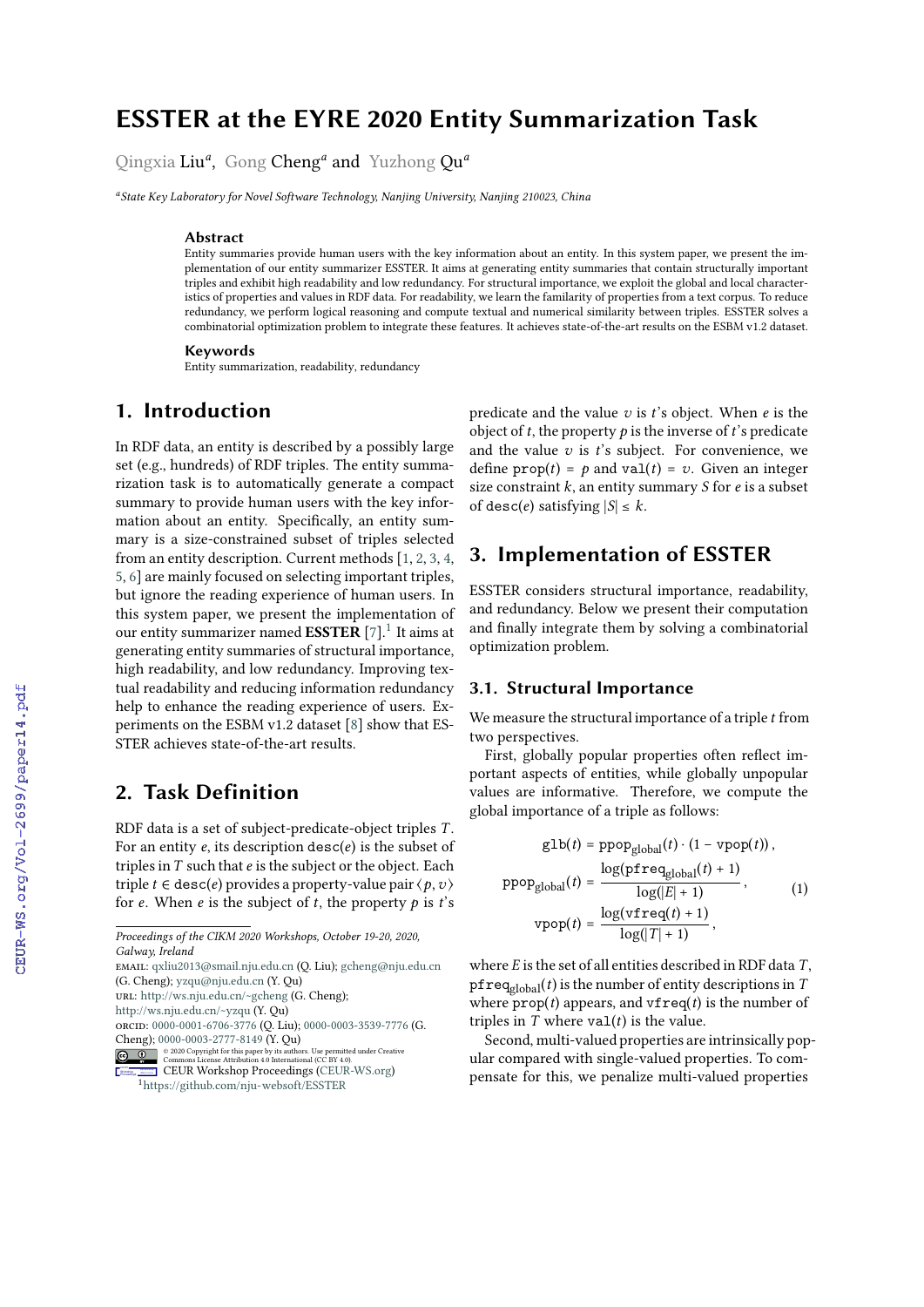# ESSTER at the EYRE 2020 Entity Summarization Task

Qingxia Liu[a], Gong Cheng[a] and Yuzhong Qu[a]

[a] *State Key Laboratory for Novel Software Technology, Nanjing University, Nanjing 210023, China*

### Abstract

Entity summaries provide human users with the key information about an entity. In this system paper, we present the implementation of our entity summarizer ESSTER. It aims at generating entity summaries that contain structurally important triples and exhibit high readability and low redundancy. For structural importance, we exploit the global and local characteristics of properties and values in RDF data. For readability, we learn the familarity of properties from a text corpus. To reduce redundancy, we perform logical reasoning and compute textual and numerical similarity between triples. ESSTER solves a combinatorial optimization problem to integrate these features. It achieves state-of-the-art results on the ESBM v1.2 dataset.

### Keywords

Entity summarization, readability, redundancy

## 1. Introduction

In RDF data, an entity is described by a possibly large set (e.g., hundreds) of RDF triples. The entity summarization task is to automatically generate a compact summary to provide human users with the key information about an entity. Specifically, an entity summary is a size-constrained subset of triples selected from an entity description. Current methods [1, 2, 3, 4, 5, 6] are mainly focused on selecting important triples, but ignore the reading experience of human users. In this system paper, we present the implementation of our entity summarizer named **ESSTER** [7].[1] It aims at generating entity summaries of structural importance, high readability, and low redundancy. Improving textual readability and reducing information redundancy help to enhance the reading experience of users. Experiments on the ESBM v1.2 dataset [8] show that ESSTER achieves state-of-the-art results.

## 2. Task Definition

RDF data is a set of subject-predicate-object triples $T$. For an entity $e$, its description $\texttt{desc}(e)$ is the subset of triples in $T$ such that $e$ is the subject or the object. Each triple $t \in \texttt{desc}(e)$ provides a property-value pair $\langle p, v \rangle$ for $e$. When $e$ is the subject of $t$, the property $p$ is $t$'s predicate and the value $v$ is $t$'s object. When $e$ is the object of $t$, the property $p$ is the inverse of $t$'s predicate and the value $v$ is $t$'s subject. For convenience, we define $\texttt{prop}(t) = p$ and $\texttt{val}(t) = v$. Given an integer size constraint $k$, an entity summary $S$ for $e$ is a subset of $\texttt{desc}(e)$ satisfying $|S| \leq k$.

## 3. Implementation of ESSTER

ESSTER considers structural importance, readability, and redundancy. Below we present their computation and finally integrate them by solving a combinatorial optimization problem.

### 3.1. Structural Importance

We measure the structural importance of a triple $t$ from two perspectives.

First, globally popular properties often reflect important aspects of entities, while globally unpopular values are informative. Therefore, we compute the global importance of a triple as follows:

$$
\begin{aligned}
\texttt{glb}(t) &= \texttt{ppop}_{\text{global}}(t) \cdot (1 - \texttt{vpop}(t)) \,, \\
\texttt{ppop}_{\text{global}}(t) &= \frac{\log(\texttt{pfreq}_{\text{global}}(t) + 1)}{\log(|E| + 1)} \,, \\
\texttt{vpop}(t) &= \frac{\log(\texttt{vfreq}(t) + 1)}{\log(|T| + 1)} \,,
\end{aligned}
\tag{1}
$$

where $E$ is the set of all entities described in RDF data $T$, $\texttt{pfreq}_{\text{global}}(t)$ is the number of entity descriptions in $T$ where $\texttt{prop}(t)$ appears, and $\texttt{vfreq}(t)$ is the number of triples in $T$ where $\texttt{val}(t)$ is the value.

Second, multi-valued properties are intrinsically popular compared with single-valued properties. To compensate for this, we penalize multi-valued properties

---

*Proceedings of the CIKM 2020 Workshops, October 19-20, 2020, Galway, Ireland*

EMAIL: qxliu2013@smail.nju.edu.cn (Q. Liu); gcheng@nju.edu.cn (G. Cheng); yzqu@nju.edu.cn (Y. Qu)

URL: http://ws.nju.edu.cn/~gcheng (G. Cheng); http://ws.nju.edu.cn/~yzqu (Y. Qu)

ORCID: 0000-0001-6706-3776 (Q. Liu); 0000-0003-3539-7776 (G. Cheng); 0000-0003-2777-8149 (Y. Qu)

© 2020 Copyright for this paper by its authors. Use permitted under Creative Commons License Attribution 4.0 International (CC BY 4.0).

CEUR Workshop Proceedings (CEUR-WS.org)

[1] https://github.com/nju-websoft/ESSTER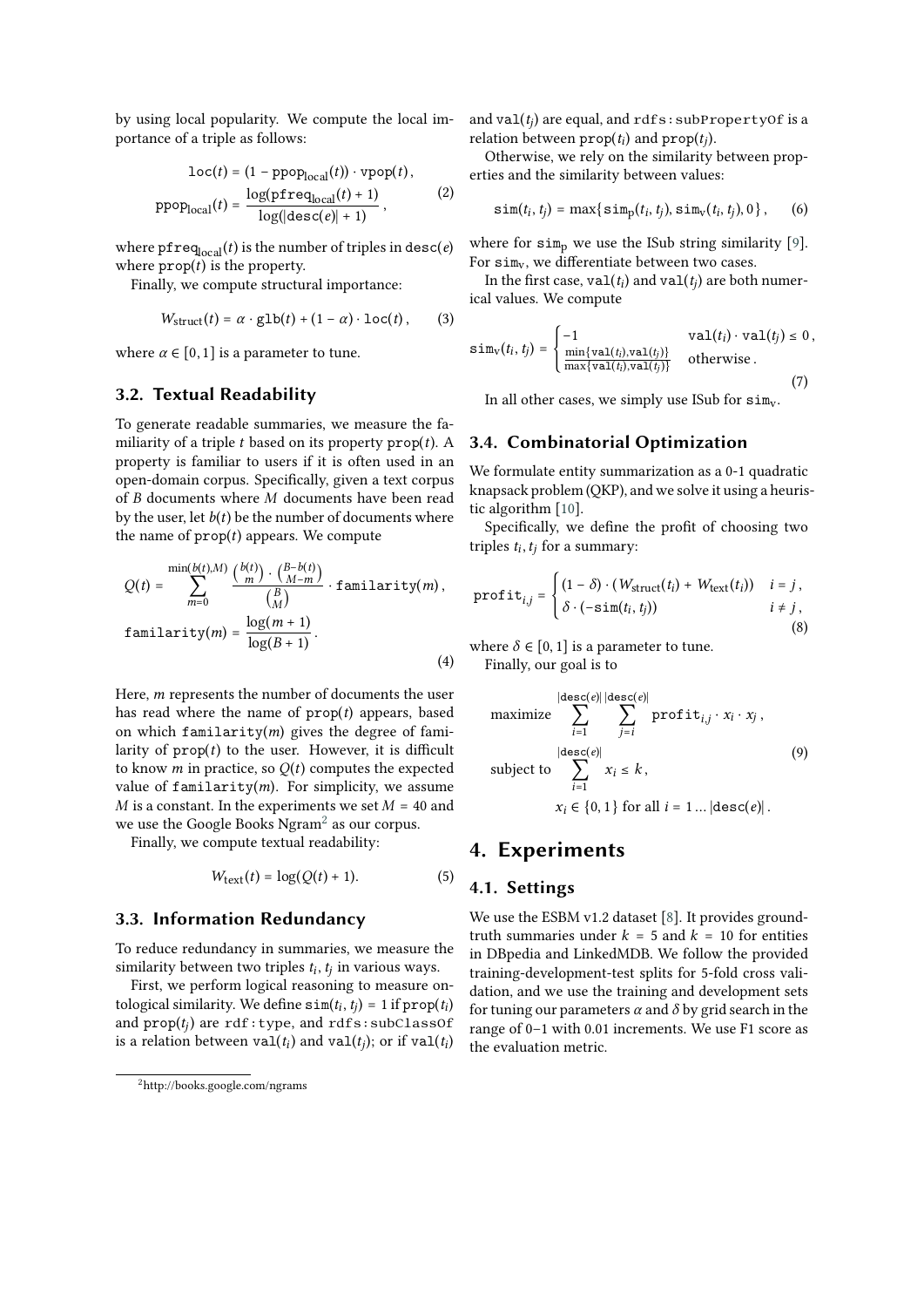by using local popularity. We compute the local importance of a triple as follows:

$$
\begin{aligned}
\mathtt{loc}(t) &= (1 - \mathtt{ppop}_{\mathrm{local}}(t)) \cdot \mathtt{vpop}(t)\,, \\
\mathtt{ppop}_{\mathrm{local}}(t) &= \frac{\log(\mathtt{pfreq}_{\mathrm{local}}(t) + 1)}{\log(|\mathtt{desc}(e)| + 1)}\,,
\end{aligned}
\tag{2}
$$

where $\mathtt{pfreq}_{\mathrm{local}}(t)$ is the number of triples in $\mathtt{desc}(e)$ where $\mathtt{prop}(t)$ is the property.

Finally, we compute structural importance:

$$
W_{\mathrm{struct}}(t) = \alpha \cdot \mathtt{glb}(t) + (1 - \alpha) \cdot \mathtt{loc}(t)\,, \tag{3}
$$

where $\alpha \in [0, 1]$ is a parameter to tune.

### 3.2. Textual Readability

To generate readable summaries, we measure the familiarity of a triple $t$ based on its property $\mathtt{prop}(t)$. A property is familiar to users if it is often used in an open-domain corpus. Specifically, given a text corpus of $B$ documents where $M$ documents have been read by the user, let $b(t)$ be the number of documents where the name of $\mathtt{prop}(t)$ appears. We compute

$$
\begin{aligned}
Q(t) &= \sum_{m=0}^{\min(b(t),M)} \frac{\binom{b(t)}{m} \cdot \binom{B-b(t)}{M-m}}{\binom{B}{M}} \cdot \mathtt{familarity}(m)\,, \\
\mathtt{familarity}(m) &= \frac{\log(m + 1)}{\log(B + 1)}\,.
\end{aligned}
\tag{4}
$$

Here, $m$ represents the number of documents the user has read where the name of $\mathtt{prop}(t)$ appears, based on which $\mathtt{familarity}(m)$ gives the degree of familarity of $\mathtt{prop}(t)$ to the user. However, it is difficult to know $m$ in practice, so $Q(t)$ computes the expected value of $\mathtt{familarity}(m)$. For simplicity, we assume $M$ is a constant. In the experiments we set $M = 40$ and we use the Google Books Ngram[2] as our corpus.

Finally, we compute textual readability:

$$
W_{\mathrm{text}}(t) = \log(Q(t) + 1). \tag{5}
$$

### 3.3. Information Redundancy

To reduce redundancy in summaries, we measure the similarity between two triples $t_i, t_j$ in various ways.

First, we perform logical reasoning to measure ontological similarity. We define $\mathtt{sim}(t_i, t_j) = 1$ if $\mathtt{prop}(t_i)$ and $\mathtt{prop}(t_j)$ are `rdf:type`, and `rdfs:subClassOf` is a relation between $\mathtt{val}(t_i)$ and $\mathtt{val}(t_j)$; or if $\mathtt{val}(t_i)$ and $\mathtt{val}(t_j)$ are equal, and `rdfs:subPropertyOf` is a relation between $\mathtt{prop}(t_i)$ and $\mathtt{prop}(t_j)$.

Otherwise, we rely on the similarity between properties and the similarity between values:

$$
\mathtt{sim}(t_i, t_j) = \max\{\mathtt{sim}_{\mathrm{p}}(t_i, t_j), \mathtt{sim}_{\mathrm{v}}(t_i, t_j), 0\}\,, \tag{6}
$$

where for $\mathtt{sim}_{\mathrm{p}}$ we use the ISub string similarity [9]. For $\mathtt{sim}_{\mathrm{v}}$, we differentiate between two cases.

In the first case, $\mathtt{val}(t_i)$ and $\mathtt{val}(t_j)$ are both numerical values. We compute

$$
\mathtt{sim}_{\mathrm{v}}(t_i, t_j) = \begin{cases} -1 & \mathtt{val}(t_i) \cdot \mathtt{val}(t_j) \leq 0\,, \\ \frac{\min\{\mathtt{val}(t_i), \mathtt{val}(t_j)\}}{\max\{\mathtt{val}(t_i), \mathtt{val}(t_j)\}} & \text{otherwise}\,. \end{cases}
\tag{7}
$$

In all other cases, we simply use ISub for $\mathtt{sim}_{\mathrm{v}}$.

### 3.4. Combinatorial Optimization

We formulate entity summarization as a 0-1 quadratic knapsack problem (QKP), and we solve it using a heuristic algorithm [10].

Specifically, we define the profit of choosing two triples $t_i, t_j$ for a summary:

$$
\mathtt{profit}_{i,j} = \begin{cases} (1 - \delta) \cdot (W_{\mathrm{struct}}(t_i) + W_{\mathrm{text}}(t_i)) & i = j\,, \\ \delta \cdot (-\mathtt{sim}(t_i, t_j)) & i \neq j\,, \end{cases}
\tag{8}
$$

where $\delta \in [0, 1]$ is a parameter to tune.

Finally, our goal is to

$$
\begin{aligned}
\text{maximize} \quad & \sum_{i=1}^{|\mathtt{desc}(e)|} \sum_{j=i}^{|\mathtt{desc}(e)|} \mathtt{profit}_{i,j} \cdot x_i \cdot x_j\,, \\
\text{subject to} \quad & \sum_{i=1}^{|\mathtt{desc}(e)|} x_i \leq k\,, \\
& x_i \in \{0, 1\} \text{ for all } i = 1 \ldots |\mathtt{desc}(e)|\,.
\end{aligned}
\tag{9}
$$

## 4. Experiments

### 4.1. Settings

We use the ESBM v1.2 dataset [8]. It provides ground-truth summaries under $k = 5$ and $k = 10$ for entities in DBpedia and LinkedMDB. We follow the provided training-development-test splits for 5-fold cross validation, and we use the training and development sets for tuning our parameters $\alpha$ and $\delta$ by grid search in the range of 0–1 with 0.01 increments. We use F1 score as the evaluation metric.

[2] http://books.google.com/ngrams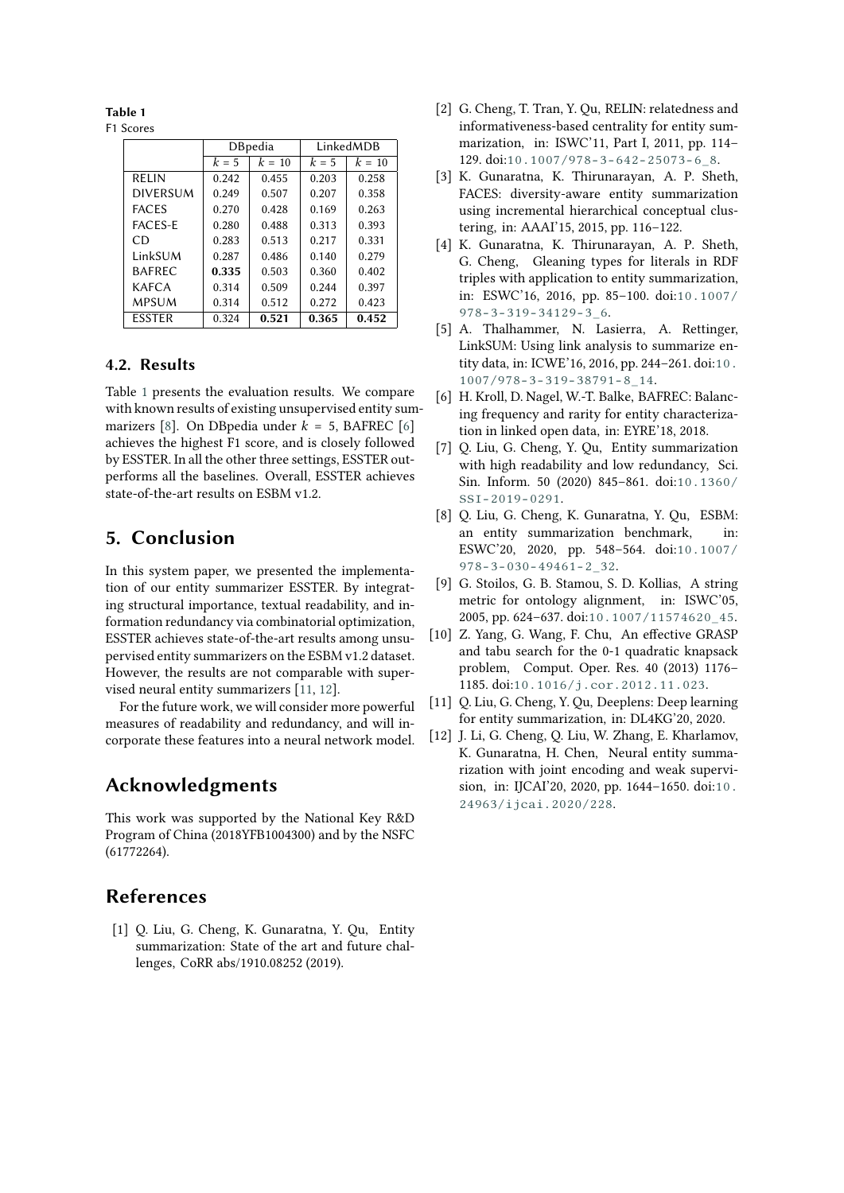**Table 1**
F1 Scores

| | DBpedia | | LinkedMDB | |
|---|---|---|---|---|
| | $k = 5$ | $k = 10$ | $k = 5$ | $k = 10$ |
| RELIN | 0.242 | 0.455 | 0.203 | 0.258 |
| DIVERSUM | 0.249 | 0.507 | 0.207 | 0.358 |
| FACES | 0.270 | 0.428 | 0.169 | 0.263 |
| FACES-E | 0.280 | 0.488 | 0.313 | 0.393 |
| CD | 0.283 | 0.513 | 0.217 | 0.331 |
| LinkSUM | 0.287 | 0.486 | 0.140 | 0.279 |
| BAFREC | **0.335** | 0.503 | 0.360 | 0.402 |
| KAFCA | 0.314 | 0.509 | 0.244 | 0.397 |
| MPSUM | 0.314 | 0.512 | 0.272 | 0.423 |
| ESSTER | 0.324 | **0.521** | **0.365** | **0.452** |

### 4.2. Results

Table 1 presents the evaluation results. We compare with known results of existing unsupervised entity summarizers [8]. On DBpedia under $k = 5$, BAFREC [6] achieves the highest F1 score, and is closely followed by ESSTER. In all the other three settings, ESSTER outperforms all the baselines. Overall, ESSTER achieves state-of-the-art results on ESBM v1.2.

## 5. Conclusion

In this system paper, we presented the implementation of our entity summarizer ESSTER. By integrating structural importance, textual readability, and information redundancy via combinatorial optimization, ESSTER achieves state-of-the-art results among unsupervised entity summarizers on the ESBM v1.2 dataset. However, the results are not comparable with supervised neural entity summarizers [11, 12].

For the future work, we will consider more powerful measures of readability and redundancy, and will incorporate these features into a neural network model.

## Acknowledgments

This work was supported by the National Key R&D Program of China (2018YFB1004300) and by the NSFC (61772264).

## References

[1] Q. Liu, G. Cheng, K. Gunaratna, Y. Qu, Entity summarization: State of the art and future challenges, CoRR abs/1910.08252 (2019).

[2] G. Cheng, T. Tran, Y. Qu, RELIN: relatedness and informativeness-based centrality for entity summarization, in: ISWC'11, Part I, 2011, pp. 114–129. doi:10.1007/978-3-642-25073-6_8.

[3] K. Gunaratna, K. Thirunarayan, A. P. Sheth, FACES: diversity-aware entity summarization using incremental hierarchical conceptual clustering, in: AAAI'15, 2015, pp. 116–122.

[4] K. Gunaratna, K. Thirunarayan, A. P. Sheth, G. Cheng, Gleaning types for literals in RDF triples with application to entity summarization, in: ESWC'16, 2016, pp. 85–100. doi:10.1007/978-3-319-34129-3_6.

[5] A. Thalhammer, N. Lasierra, A. Rettinger, LinkSUM: Using link analysis to summarize entity data, in: ICWE'16, 2016, pp. 244–261. doi:10.1007/978-3-319-38791-8_14.

[6] H. Kroll, D. Nagel, W.-T. Balke, BAFREC: Balancing frequency and rarity for entity characterization in linked open data, in: EYRE'18, 2018.

[7] Q. Liu, G. Cheng, Y. Qu, Entity summarization with high readability and low redundancy, Sci. Sin. Inform. 50 (2020) 845–861. doi:10.1360/SSI-2019-0291.

[8] Q. Liu, G. Cheng, K. Gunaratna, Y. Qu, ESBM: an entity summarization benchmark, in: ESWC'20, 2020, pp. 548–564. doi:10.1007/978-3-030-49461-2_32.

[9] G. Stoilos, G. B. Stamou, S. D. Kollias, A string metric for ontology alignment, in: ISWC'05, 2005, pp. 624–637. doi:10.1007/11574620_45.

[10] Z. Yang, G. Wang, F. Chu, An effective GRASP and tabu search for the 0-1 quadratic knapsack problem, Comput. Oper. Res. 40 (2013) 1176–1185. doi:10.1016/j.cor.2012.11.023.

[11] Q. Liu, G. Cheng, Y. Qu, Deeplens: Deep learning for entity summarization, in: DL4KG'20, 2020.

[12] J. Li, G. Cheng, Q. Liu, W. Zhang, E. Kharlamov, K. Gunaratna, H. Chen, Neural entity summarization with joint encoding and weak supervision, in: IJCAI'20, 2020, pp. 1644–1650. doi:10.24963/ijcai.2020/228.